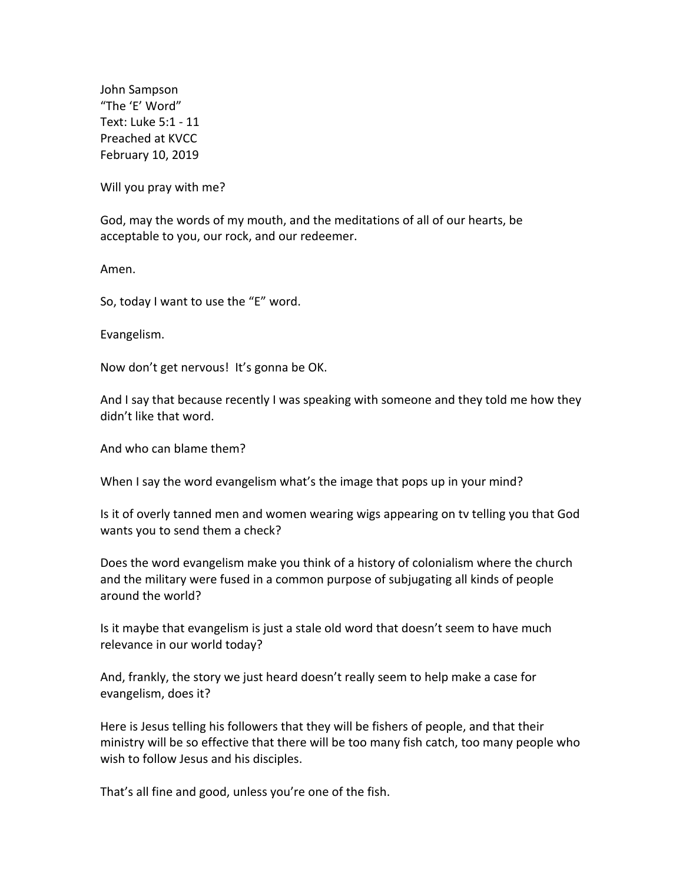John Sampson
"The 'E' Word"
Text: Luke 5:1 - 11
Preached at KVCC
February 10, 2019

Will you pray with me?

God, may the words of my mouth, and the meditations of all of our hearts, be acceptable to you, our rock, and our redeemer.

Amen.

So, today I want to use the "E" word.

Evangelism.

Now don't get nervous! It's gonna be OK.

And I say that because recently I was speaking with someone and they told me how they didn't like that word.

And who can blame them?

When I say the word evangelism what's the image that pops up in your mind?

Is it of overly tanned men and women wearing wigs appearing on tv telling you that God wants you to send them a check?

Does the word evangelism make you think of a history of colonialism where the church and the military were fused in a common purpose of subjugating all kinds of people around the world?

Is it maybe that evangelism is just a stale old word that doesn't seem to have much relevance in our world today?

And, frankly, the story we just heard doesn't really seem to help make a case for evangelism, does it?

Here is Jesus telling his followers that they will be fishers of people, and that their ministry will be so effective that there will be too many fish catch, too many people who wish to follow Jesus and his disciples.

That's all fine and good, unless you're one of the fish.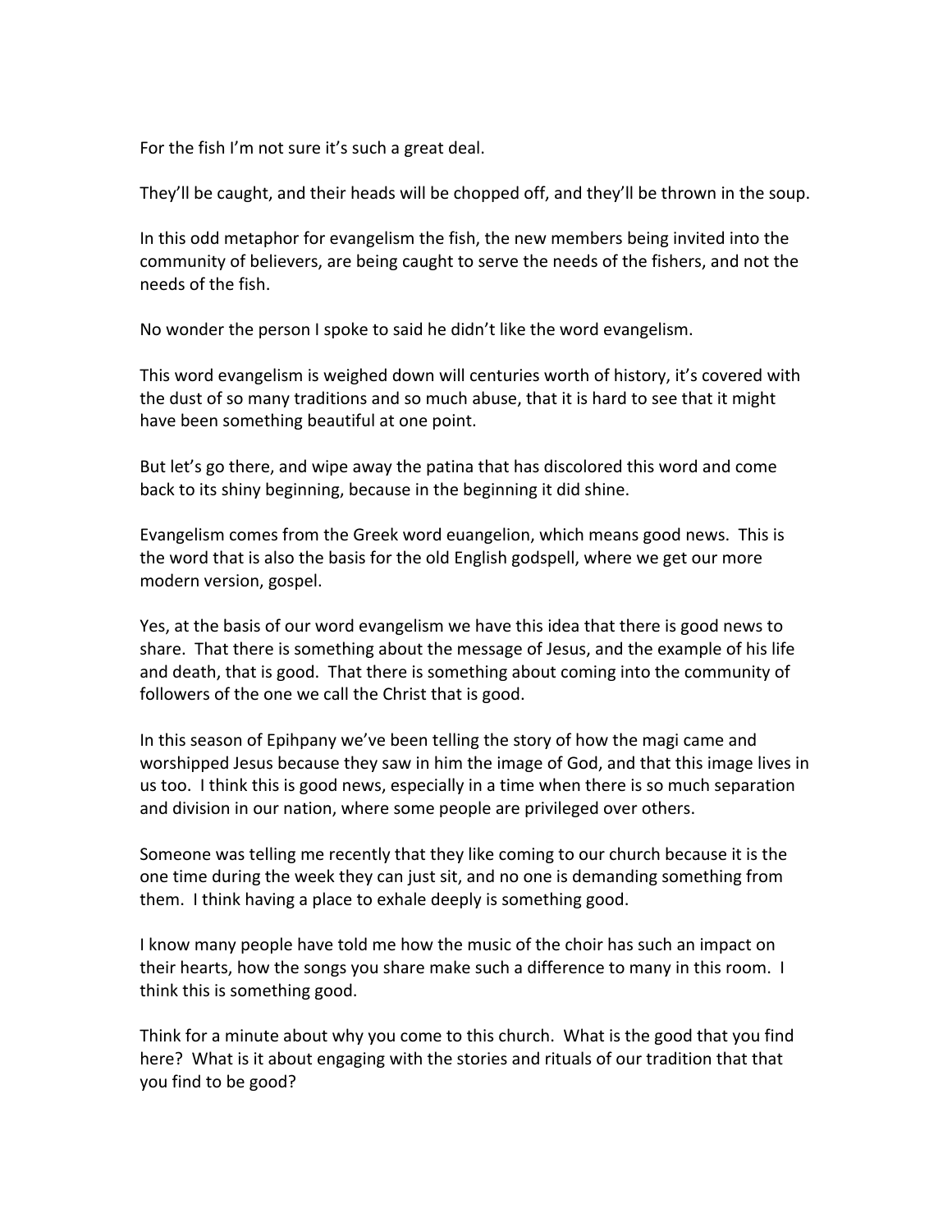For the fish I'm not sure it's such a great deal.

They'll be caught, and their heads will be chopped off, and they'll be thrown in the soup.

In this odd metaphor for evangelism the fish, the new members being invited into the community of believers, are being caught to serve the needs of the fishers, and not the needs of the fish.

No wonder the person I spoke to said he didn't like the word evangelism.

This word evangelism is weighed down will centuries worth of history, it's covered with the dust of so many traditions and so much abuse, that it is hard to see that it might have been something beautiful at one point.

But let's go there, and wipe away the patina that has discolored this word and come back to its shiny beginning, because in the beginning it did shine.

Evangelism comes from the Greek word euangelion, which means good news. This is the word that is also the basis for the old English godspell, where we get our more modern version, gospel.

Yes, at the basis of our word evangelism we have this idea that there is good news to share. That there is something about the message of Jesus, and the example of his life and death, that is good. That there is something about coming into the community of followers of the one we call the Christ that is good.

In this season of Epihpany we've been telling the story of how the magi came and worshipped Jesus because they saw in him the image of God, and that this image lives in us too. I think this is good news, especially in a time when there is so much separation and division in our nation, where some people are privileged over others.

Someone was telling me recently that they like coming to our church because it is the one time during the week they can just sit, and no one is demanding something from them. I think having a place to exhale deeply is something good.

I know many people have told me how the music of the choir has such an impact on their hearts, how the songs you share make such a difference to many in this room. I think this is something good.

Think for a minute about why you come to this church. What is the good that you find here? What is it about engaging with the stories and rituals of our tradition that that you find to be good?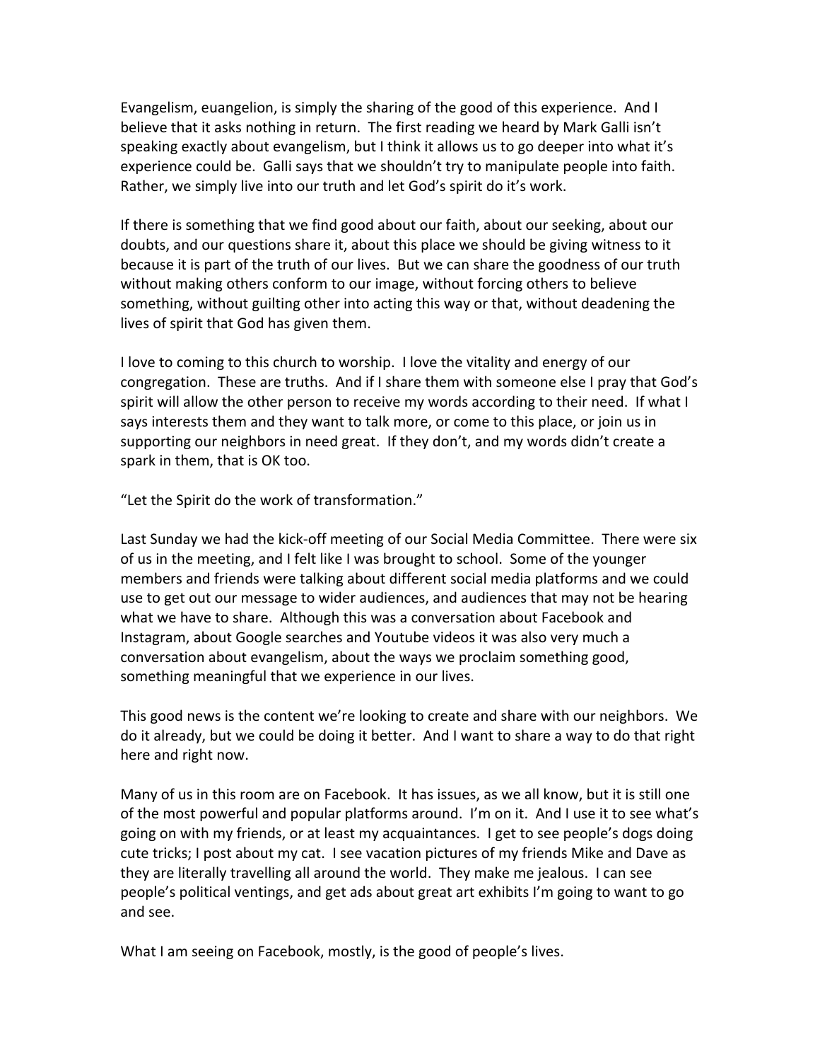Evangelism, euangelion, is simply the sharing of the good of this experience. And I believe that it asks nothing in return. The first reading we heard by Mark Galli isn't speaking exactly about evangelism, but I think it allows us to go deeper into what it's experience could be. Galli says that we shouldn't try to manipulate people into faith. Rather, we simply live into our truth and let God's spirit do it's work.

If there is something that we find good about our faith, about our seeking, about our doubts, and our questions share it, about this place we should be giving witness to it because it is part of the truth of our lives. But we can share the goodness of our truth without making others conform to our image, without forcing others to believe something, without guilting other into acting this way or that, without deadening the lives of spirit that God has given them.

I love to coming to this church to worship. I love the vitality and energy of our congregation. These are truths. And if I share them with someone else I pray that God's spirit will allow the other person to receive my words according to their need. If what I says interests them and they want to talk more, or come to this place, or join us in supporting our neighbors in need great. If they don't, and my words didn't create a spark in them, that is OK too.

"Let the Spirit do the work of transformation."

Last Sunday we had the kick-off meeting of our Social Media Committee. There were six of us in the meeting, and I felt like I was brought to school. Some of the younger members and friends were talking about different social media platforms and we could use to get out our message to wider audiences, and audiences that may not be hearing what we have to share. Although this was a conversation about Facebook and Instagram, about Google searches and Youtube videos it was also very much a conversation about evangelism, about the ways we proclaim something good, something meaningful that we experience in our lives.

This good news is the content we're looking to create and share with our neighbors. We do it already, but we could be doing it better. And I want to share a way to do that right here and right now.

Many of us in this room are on Facebook. It has issues, as we all know, but it is still one of the most powerful and popular platforms around. I'm on it. And I use it to see what's going on with my friends, or at least my acquaintances. I get to see people's dogs doing cute tricks; I post about my cat. I see vacation pictures of my friends Mike and Dave as they are literally travelling all around the world. They make me jealous. I can see people's political ventings, and get ads about great art exhibits I'm going to want to go and see.

What I am seeing on Facebook, mostly, is the good of people's lives.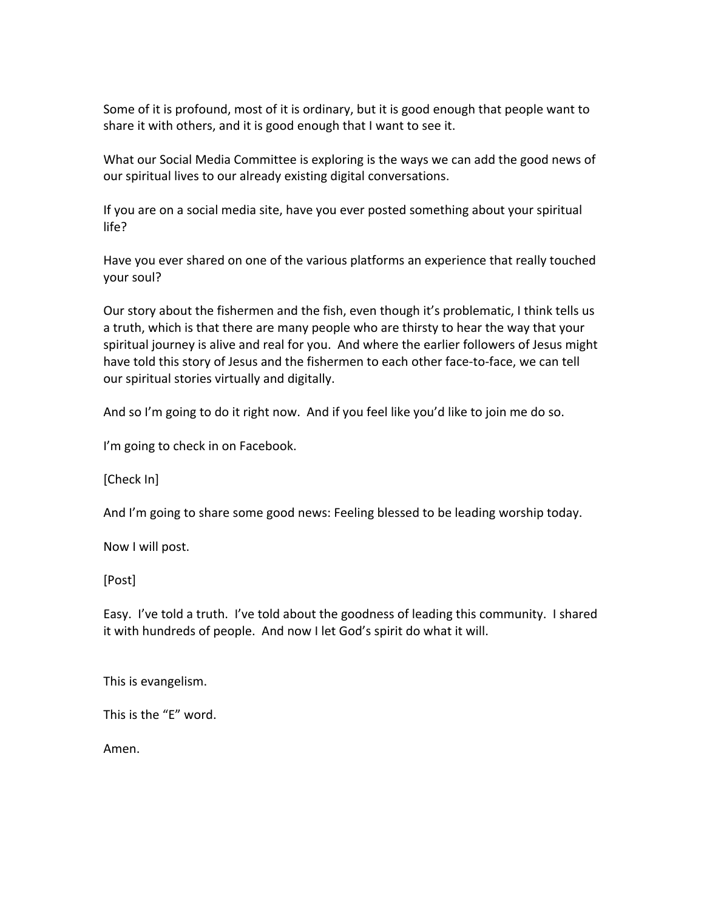Some of it is profound, most of it is ordinary, but it is good enough that people want to share it with others, and it is good enough that I want to see it.

What our Social Media Committee is exploring is the ways we can add the good news of our spiritual lives to our already existing digital conversations.

If you are on a social media site, have you ever posted something about your spiritual life?

Have you ever shared on one of the various platforms an experience that really touched your soul?

Our story about the fishermen and the fish, even though it's problematic, I think tells us a truth, which is that there are many people who are thirsty to hear the way that your spiritual journey is alive and real for you. And where the earlier followers of Jesus might have told this story of Jesus and the fishermen to each other face-to-face, we can tell our spiritual stories virtually and digitally.

And so I'm going to do it right now. And if you feel like you'd like to join me do so.

I'm going to check in on Facebook.

[Check In]

And I'm going to share some good news: Feeling blessed to be leading worship today.

Now I will post.

[Post]

Easy. I've told a truth. I've told about the goodness of leading this community. I shared it with hundreds of people. And now I let God's spirit do what it will.

This is evangelism.

This is the "E" word.

Amen.